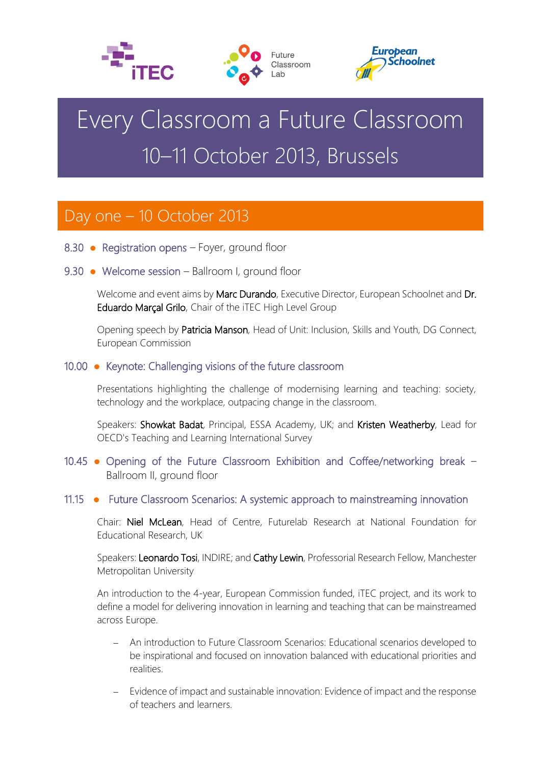iTEC

Future Classroom Lab

European Schoolnet

# Every Classroom a Future Classroom

# 10–11 October 2013, Brussels

## Day one – 10 October 2013

**8.30** ● Registration opens – Foyer, ground floor

**9.30** ● Welcome session – Ballroom I, ground floor

Welcome and event aims by **Marc Durando**, Executive Director, European Schoolnet and **Dr. Eduardo Marçal Grilo**, Chair of the iTEC High Level Group

Opening speech by **Patricia Manson**, Head of Unit: Inclusion, Skills and Youth, DG Connect, European Commission

**10.00** ● Keynote: Challenging visions of the future classroom

Presentations highlighting the challenge of modernising learning and teaching: society, technology and the workplace, outpacing change in the classroom.

Speakers: **Showkat Badat**, Principal, ESSA Academy, UK; and **Kristen Weatherby**, Lead for OECD's Teaching and Learning International Survey

**10.45** ● Opening of the Future Classroom Exhibition and Coffee/networking break – Ballroom II, ground floor

**11.15** ● Future Classroom Scenarios: A systemic approach to mainstreaming innovation

Chair: **Niel McLean**, Head of Centre, Futurelab Research at National Foundation for Educational Research, UK

Speakers: **Leonardo Tosi**, INDIRE; and **Cathy Lewin**, Professorial Research Fellow, Manchester Metropolitan University

An introduction to the 4-year, European Commission funded, iTEC project, and its work to define a model for delivering innovation in learning and teaching that can be mainstreamed across Europe.

- An introduction to Future Classroom Scenarios: Educational scenarios developed to be inspirational and focused on innovation balanced with educational priorities and realities.
- Evidence of impact and sustainable innovation: Evidence of impact and the response of teachers and learners.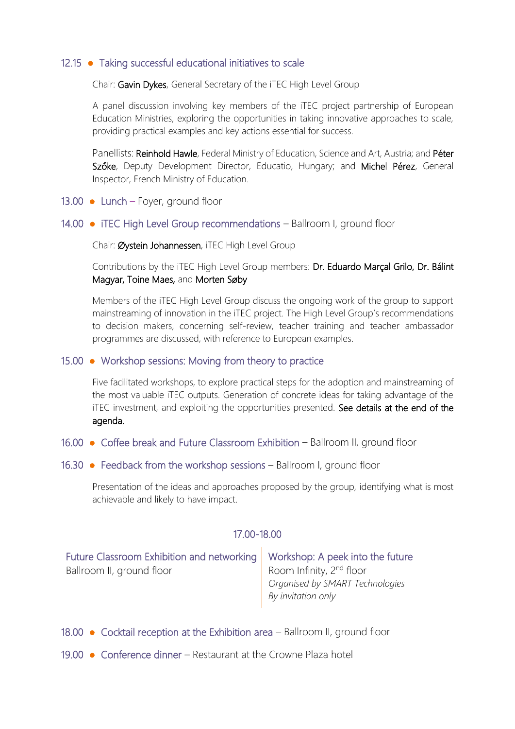**12.15** ● **Taking successful educational initiatives to scale**

Chair: **Gavin Dykes**, General Secretary of the iTEC High Level Group

A panel discussion involving key members of the iTEC project partnership of European Education Ministries, exploring the opportunities in taking innovative approaches to scale, providing practical examples and key actions essential for success.

Panellists: **Reinhold Hawle**, Federal Ministry of Education, Science and Art, Austria; and **Péter Szőke**, Deputy Development Director, Educatio, Hungary; and **Michel Pérez**, General Inspector, French Ministry of Education.

**13.00** ● **Lunch** – Foyer, ground floor

**14.00** ● **iTEC High Level Group recommendations** – Ballroom I, ground floor

Chair: **Øystein Johannessen**, iTEC High Level Group

Contributions by the iTEC High Level Group members: **Dr. Eduardo Marçal Grilo, Dr. Bálint Magyar, Toine Maes,** and **Morten Søby**

Members of the iTEC High Level Group discuss the ongoing work of the group to support mainstreaming of innovation in the iTEC project. The High Level Group's recommendations to decision makers, concerning self-review, teacher training and teacher ambassador programmes are discussed, with reference to European examples.

**15.00** ● **Workshop sessions: Moving from theory to practice**

Five facilitated workshops, to explore practical steps for the adoption and mainstreaming of the most valuable iTEC outputs. Generation of concrete ideas for taking advantage of the iTEC investment, and exploiting the opportunities presented. **See details at the end of the agenda.**

**16.00** ● **Coffee break and Future Classroom Exhibition** – Ballroom II, ground floor

**16.30** ● **Feedback from the workshop sessions** – Ballroom I, ground floor

Presentation of the ideas and approaches proposed by the group, identifying what is most achievable and likely to have impact.

**17.00-18.00**

| Future Classroom Exhibition and networking | Workshop: A peek into the future |
|---|---|
| Ballroom II, ground floor | Room Infinity, 2nd floor<br>*Organised by SMART Technologies*<br>*By invitation only* |

**18.00** ● **Cocktail reception at the Exhibition area** – Ballroom II, ground floor

**19.00** ● **Conference dinner** – Restaurant at the Crowne Plaza hotel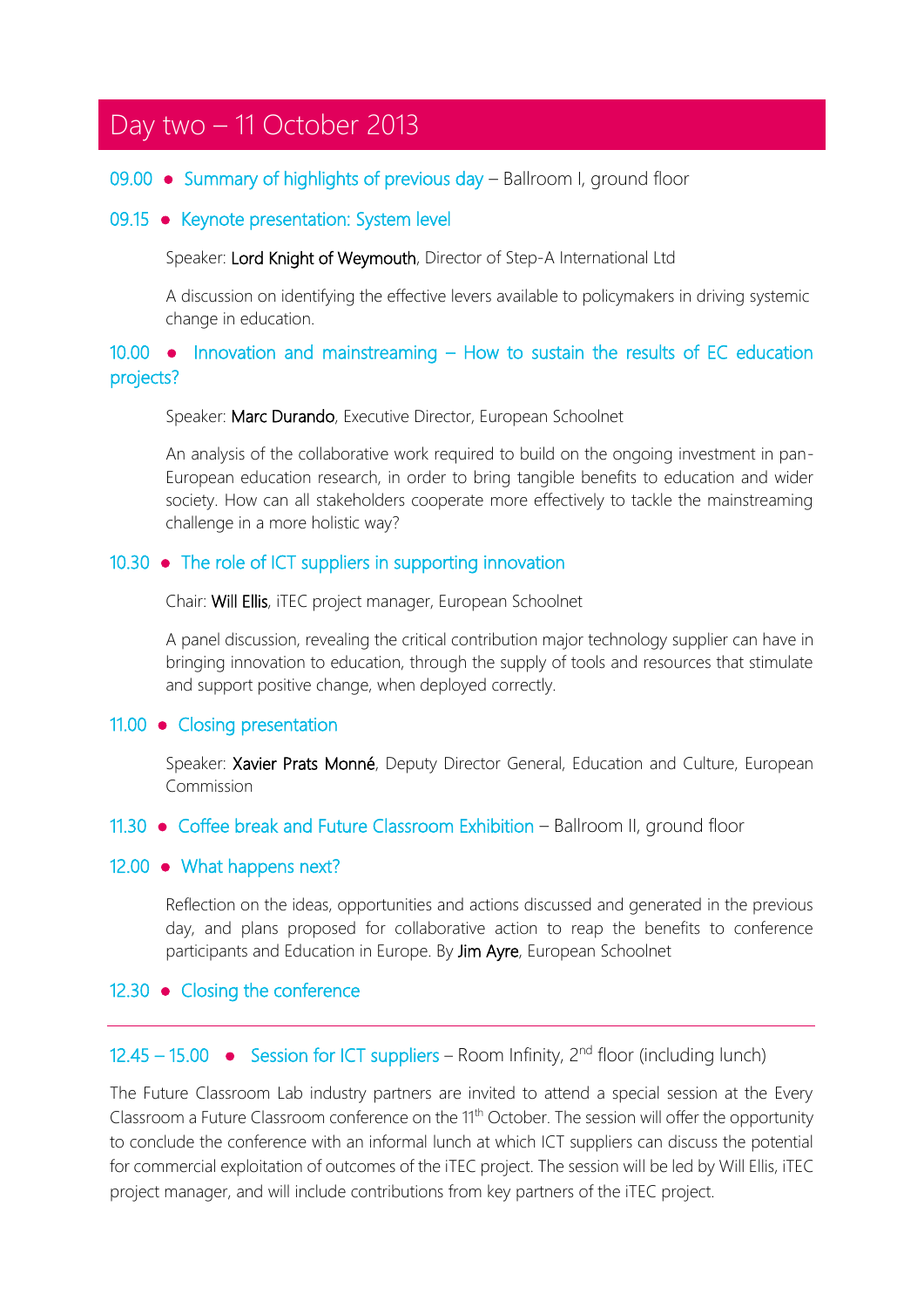## Day two – 11 October 2013

**09.00 ● Summary of highlights of previous day** – Ballroom I, ground floor

**09.15 ● Keynote presentation: System level**

Speaker: Lord Knight of Weymouth, Director of Step-A International Ltd

A discussion on identifying the effective levers available to policymakers in driving systemic change in education.

**10.00 ● Innovation and mainstreaming – How to sustain the results of EC education projects?**

Speaker: Marc Durando, Executive Director, European Schoolnet

An analysis of the collaborative work required to build on the ongoing investment in pan-European education research, in order to bring tangible benefits to education and wider society. How can all stakeholders cooperate more effectively to tackle the mainstreaming challenge in a more holistic way?

**10.30 ● The role of ICT suppliers in supporting innovation**

Chair: Will Ellis, iTEC project manager, European Schoolnet

A panel discussion, revealing the critical contribution major technology supplier can have in bringing innovation to education, through the supply of tools and resources that stimulate and support positive change, when deployed correctly.

**11.00 ● Closing presentation**

Speaker: Xavier Prats Monné, Deputy Director General, Education and Culture, European Commission

**11.30 ● Coffee break and Future Classroom Exhibition** – Ballroom II, ground floor

**12.00 ● What happens next?**

Reflection on the ideas, opportunities and actions discussed and generated in the previous day, and plans proposed for collaborative action to reap the benefits to conference participants and Education in Europe. By Jim Ayre, European Schoolnet

**12.30 ● Closing the conference**

---

**12.45 – 15.00 ● Session for ICT suppliers** – Room Infinity, 2nd floor (including lunch)

The Future Classroom Lab industry partners are invited to attend a special session at the Every Classroom a Future Classroom conference on the 11th October. The session will offer the opportunity to conclude the conference with an informal lunch at which ICT suppliers can discuss the potential for commercial exploitation of outcomes of the iTEC project. The session will be led by Will Ellis, iTEC project manager, and will include contributions from key partners of the iTEC project.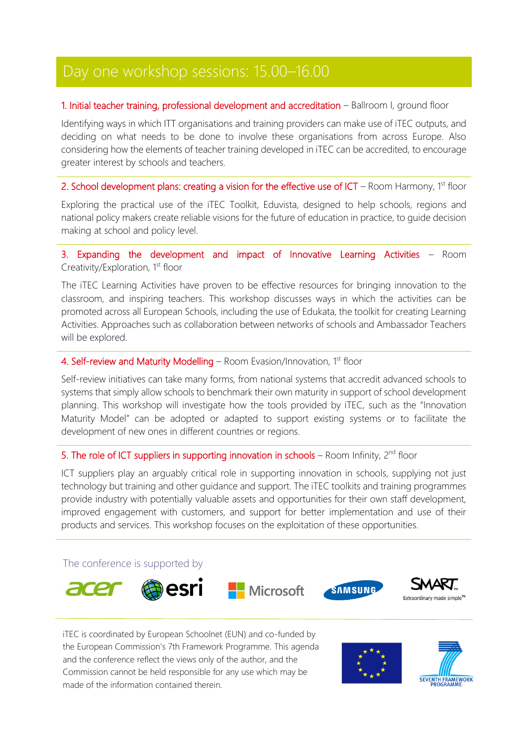## Day one workshop sessions: 15.00–16.00

**1. Initial teacher training, professional development and accreditation** – Ballroom I, ground floor

Identifying ways in which ITT organisations and training providers can make use of iTEC outputs, and deciding on what needs to be done to involve these organisations from across Europe. Also considering how the elements of teacher training developed in iTEC can be accredited, to encourage greater interest by schools and teachers.

**2. School development plans: creating a vision for the effective use of ICT** – Room Harmony, 1st floor

Exploring the practical use of the iTEC Toolkit, Eduvista, designed to help schools, regions and national policy makers create reliable visions for the future of education in practice, to guide decision making at school and policy level.

**3. Expanding the development and impact of Innovative Learning Activities** – Room Creativity/Exploration, 1st floor

The iTEC Learning Activities have proven to be effective resources for bringing innovation to the classroom, and inspiring teachers. This workshop discusses ways in which the activities can be promoted across all European Schools, including the use of Edukata, the toolkit for creating Learning Activities. Approaches such as collaboration between networks of schools and Ambassador Teachers will be explored.

**4. Self-review and Maturity Modelling** – Room Evasion/Innovation, 1st floor

Self-review initiatives can take many forms, from national systems that accredit advanced schools to systems that simply allow schools to benchmark their own maturity in support of school development planning. This workshop will investigate how the tools provided by iTEC, such as the "Innovation Maturity Model" can be adopted or adapted to support existing systems or to facilitate the development of new ones in different countries or regions.

**5. The role of ICT suppliers in supporting innovation in schools** – Room Infinity, 2nd floor

ICT suppliers play an arguably critical role in supporting innovation in schools, supplying not just technology but training and other guidance and support. The iTEC toolkits and training programmes provide industry with potentially valuable assets and opportunities for their own staff development, improved engagement with customers, and support for better implementation and use of their products and services. This workshop focuses on the exploitation of these opportunities.

The conference is supported by

acer esri Microsoft SAMSUNG SMART Extraordinary made simple™

iTEC is coordinated by European Schoolnet (EUN) and co-funded by the European Commission's 7th Framework Programme. This agenda and the conference reflect the views only of the author, and the Commission cannot be held responsible for any use which may be made of the information contained therein.

SEVENTH FRAMEWORK PROGRAMME